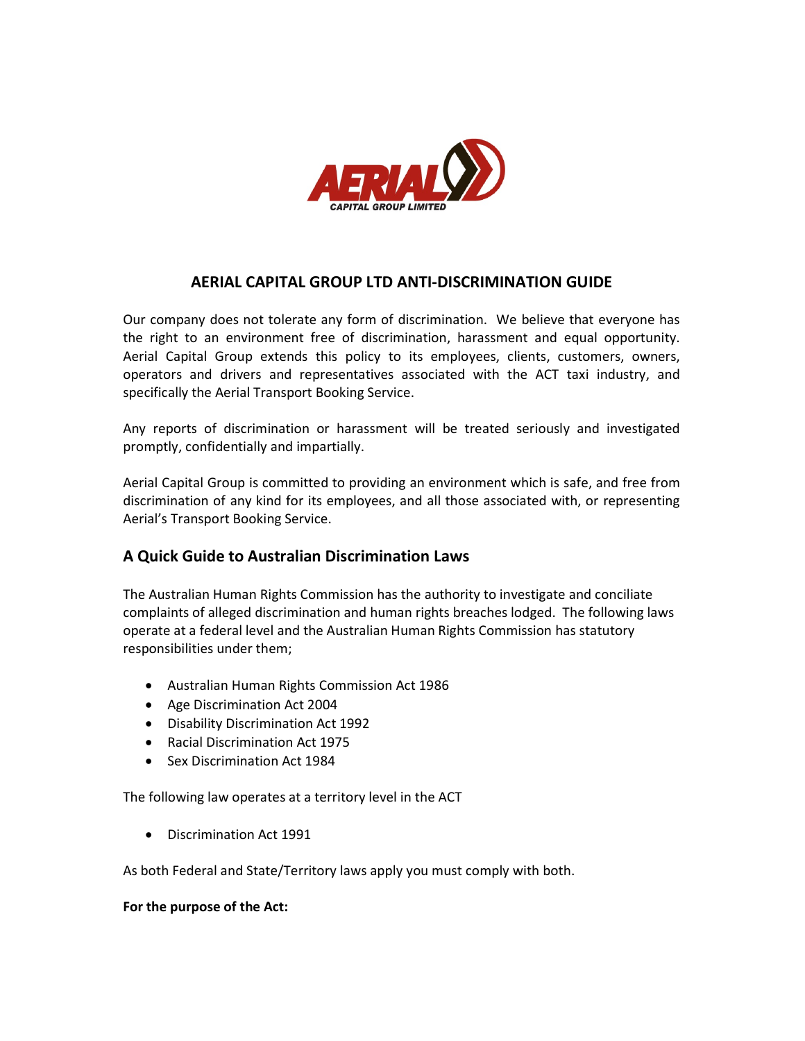# AERIAL CAPITAL GROUP LTD ANTI-DISCRIMINATION GUIDE

Our company does not tolerate any form of discrimination. We believe that everyone has the right to an environment free of discrimination, harassment and equal opportunity. Aerial Capital Group extends this policy to its employees, clients, customers, owners, operators and drivers and representatives associated with the ACT taxi industry, and specifically the Aerial Transport Booking Service.

Any reports of discrimination or harassment will be treated seriously and investigated promptly, confidentially and impartially.

Aerial Capital Group is committed to providing an environment which is safe, and free from discrimination of any kind for its employees, and all those associated with, or representing Aerial's Transport Booking Service.

## A Quick Guide to Australian Discrimination Laws

The Australian Human Rights Commission has the authority to investigate and conciliate complaints of alleged discrimination and human rights breaches lodged. The following laws operate at a federal level and the Australian Human Rights Commission has statutory responsibilities under them;

- Australian Human Rights Commission Act 1986
- Age Discrimination Act 2004
- Disability Discrimination Act 1992
- Racial Discrimination Act 1975
- Sex Discrimination Act 1984

The following law operates at a territory level in the ACT

- Discrimination Act 1991

As both Federal and State/Territory laws apply you must comply with both.

**For the purpose of the Act:**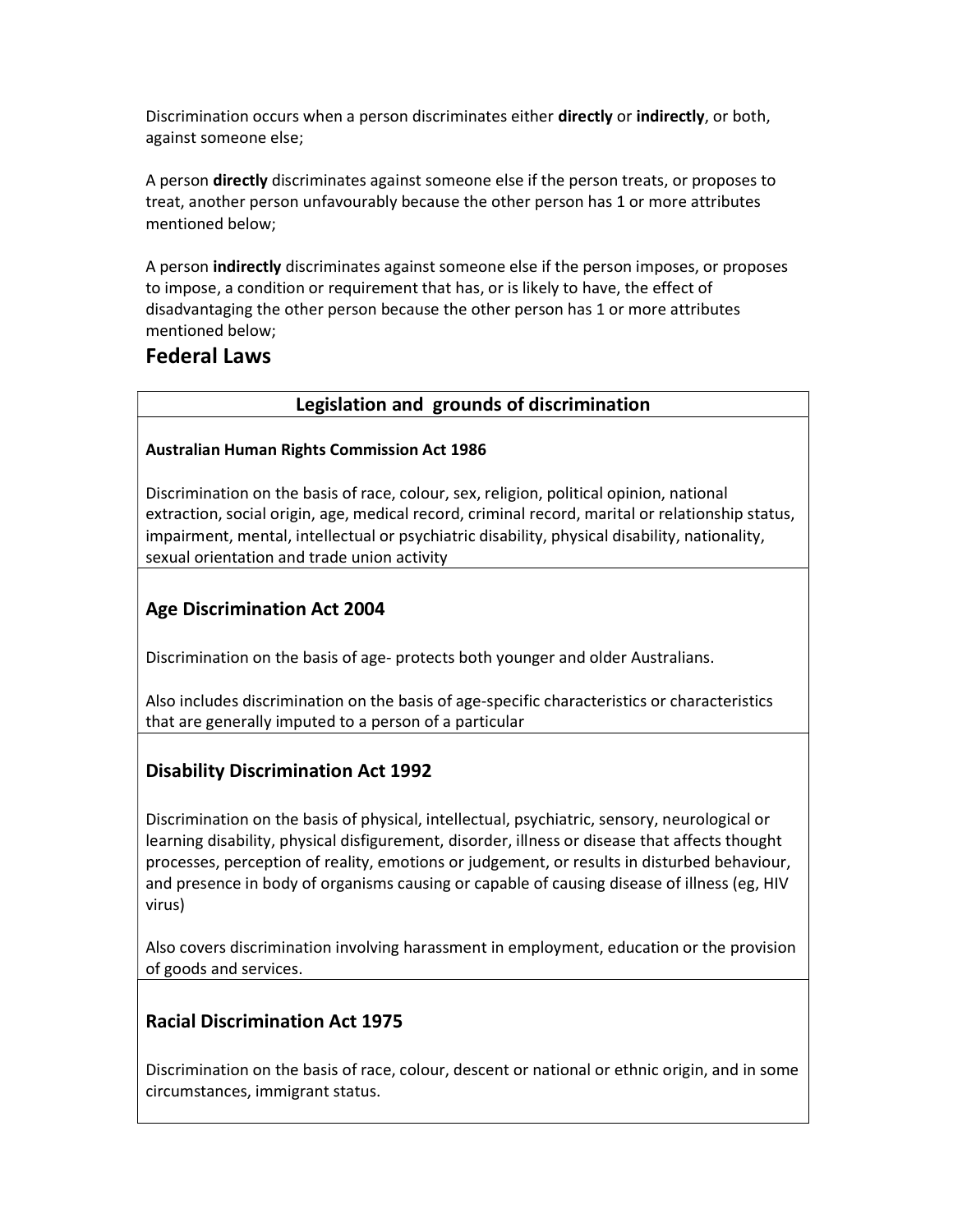Discrimination occurs when a person discriminates either **directly** or **indirectly**, or both, against someone else;

A person **directly** discriminates against someone else if the person treats, or proposes to treat, another person unfavourably because the other person has 1 or more attributes mentioned below;

A person **indirectly** discriminates against someone else if the person imposes, or proposes to impose, a condition or requirement that has, or is likely to have, the effect of disadvantaging the other person because the other person has 1 or more attributes mentioned below;

## Federal Laws

| Legislation and grounds of discrimination |
|---|
| **Australian Human Rights Commission Act 1986**<br><br>Discrimination on the basis of race, colour, sex, religion, political opinion, national extraction, social origin, age, medical record, criminal record, marital or relationship status, impairment, mental, intellectual or psychiatric disability, physical disability, nationality, sexual orientation and trade union activity |
| **Age Discrimination Act 2004**<br><br>Discrimination on the basis of age- protects both younger and older Australians.<br><br>Also includes discrimination on the basis of age-specific characteristics or characteristics that are generally imputed to a person of a particular |
| **Disability Discrimination Act 1992**<br><br>Discrimination on the basis of physical, intellectual, psychiatric, sensory, neurological or learning disability, physical disfigurement, disorder, illness or disease that affects thought processes, perception of reality, emotions or judgement, or results in disturbed behaviour, and presence in body of organisms causing or capable of causing disease of illness (eg, HIV virus)<br><br>Also covers discrimination involving harassment in employment, education or the provision of goods and services. |
| **Racial Discrimination Act 1975**<br><br>Discrimination on the basis of race, colour, descent or national or ethnic origin, and in some circumstances, immigrant status. |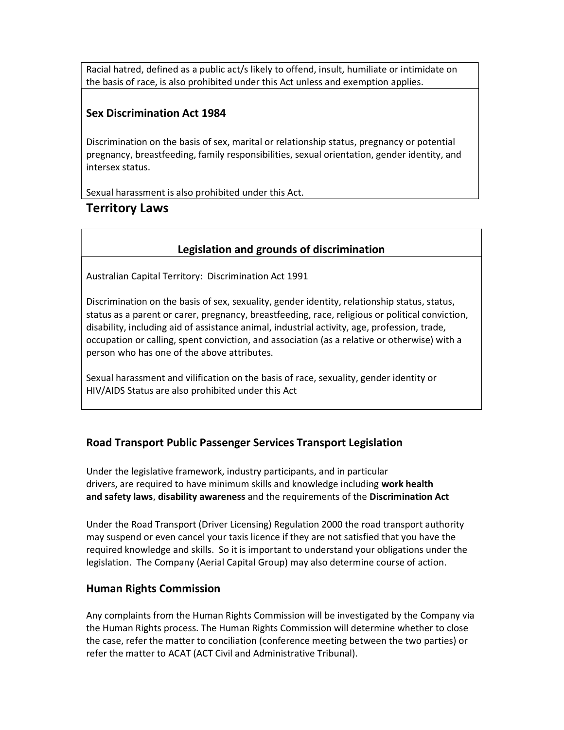Racial hatred, defined as a public act/s likely to offend, insult, humiliate or intimidate on the basis of race, is also prohibited under this Act unless and exemption applies.

### Sex Discrimination Act 1984

Discrimination on the basis of sex, marital or relationship status, pregnancy or potential pregnancy, breastfeeding, family responsibilities, sexual orientation, gender identity, and intersex status.

Sexual harassment is also prohibited under this Act.

## Territory Laws

| Legislation and grounds of discrimination |
|---|
| Australian Capital Territory: Discrimination Act 1991<br><br>Discrimination on the basis of sex, sexuality, gender identity, relationship status, status, status as a parent or carer, pregnancy, breastfeeding, race, religious or political conviction, disability, including aid of assistance animal, industrial activity, age, profession, trade, occupation or calling, spent conviction, and association (as a relative or otherwise) with a person who has one of the above attributes.<br><br>Sexual harassment and vilification on the basis of race, sexuality, gender identity or HIV/AIDS Status are also prohibited under this Act |

### Road Transport Public Passenger Services Transport Legislation

Under the legislative framework, industry participants, and in particular drivers, are required to have minimum skills and knowledge including **work health and safety laws**, **disability awareness** and the requirements of the **Discrimination Act**

Under the Road Transport (Driver Licensing) Regulation 2000 the road transport authority may suspend or even cancel your taxis licence if they are not satisfied that you have the required knowledge and skills. So it is important to understand your obligations under the legislation. The Company (Aerial Capital Group) may also determine course of action.

### Human Rights Commission

Any complaints from the Human Rights Commission will be investigated by the Company via the Human Rights process. The Human Rights Commission will determine whether to close the case, refer the matter to conciliation (conference meeting between the two parties) or refer the matter to ACAT (ACT Civil and Administrative Tribunal).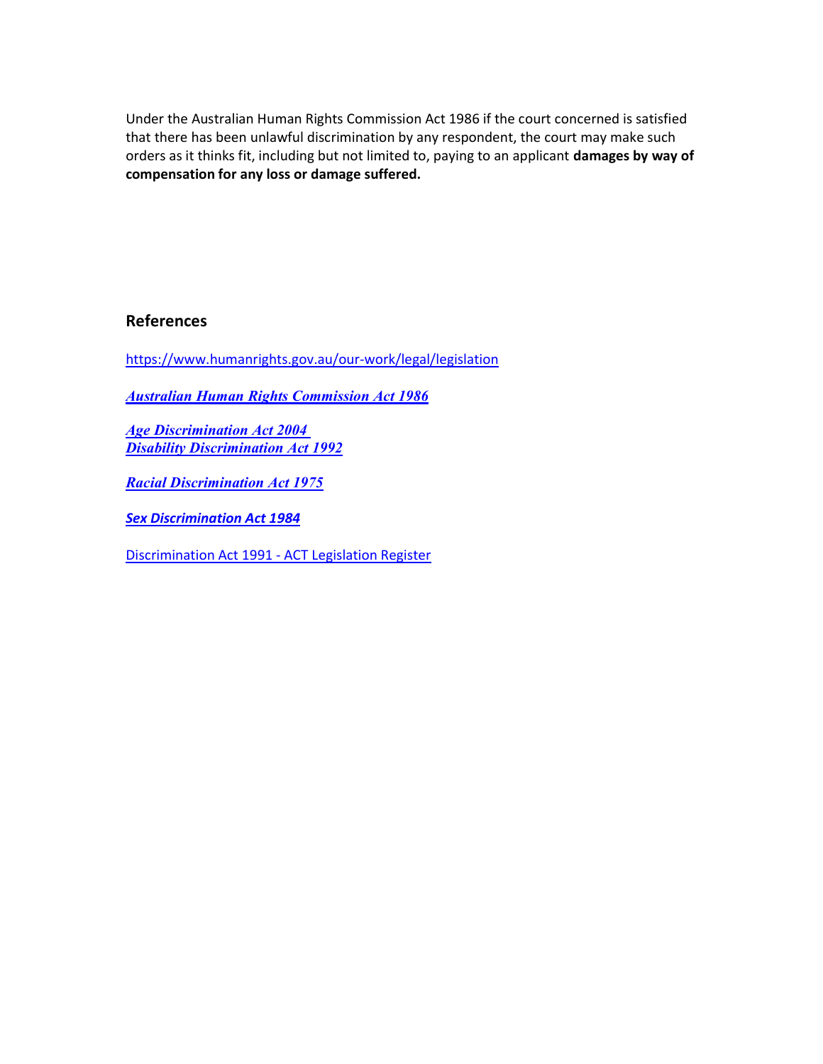Under the Australian Human Rights Commission Act 1986 if the court concerned is satisfied that there has been unlawful discrimination by any respondent, the court may make such orders as it thinks fit, including but not limited to, paying to an applicant **damages by way of compensation for any loss or damage suffered.**

## References

https://www.humanrights.gov.au/our-work/legal/legislation

***Australian Human Rights Commission Act 1986***

***Age Discrimination Act 2004***
***Disability Discrimination Act 1992***

***Racial Discrimination Act 1975***

***Sex Discrimination Act 1984***

Discrimination Act 1991 - ACT Legislation Register